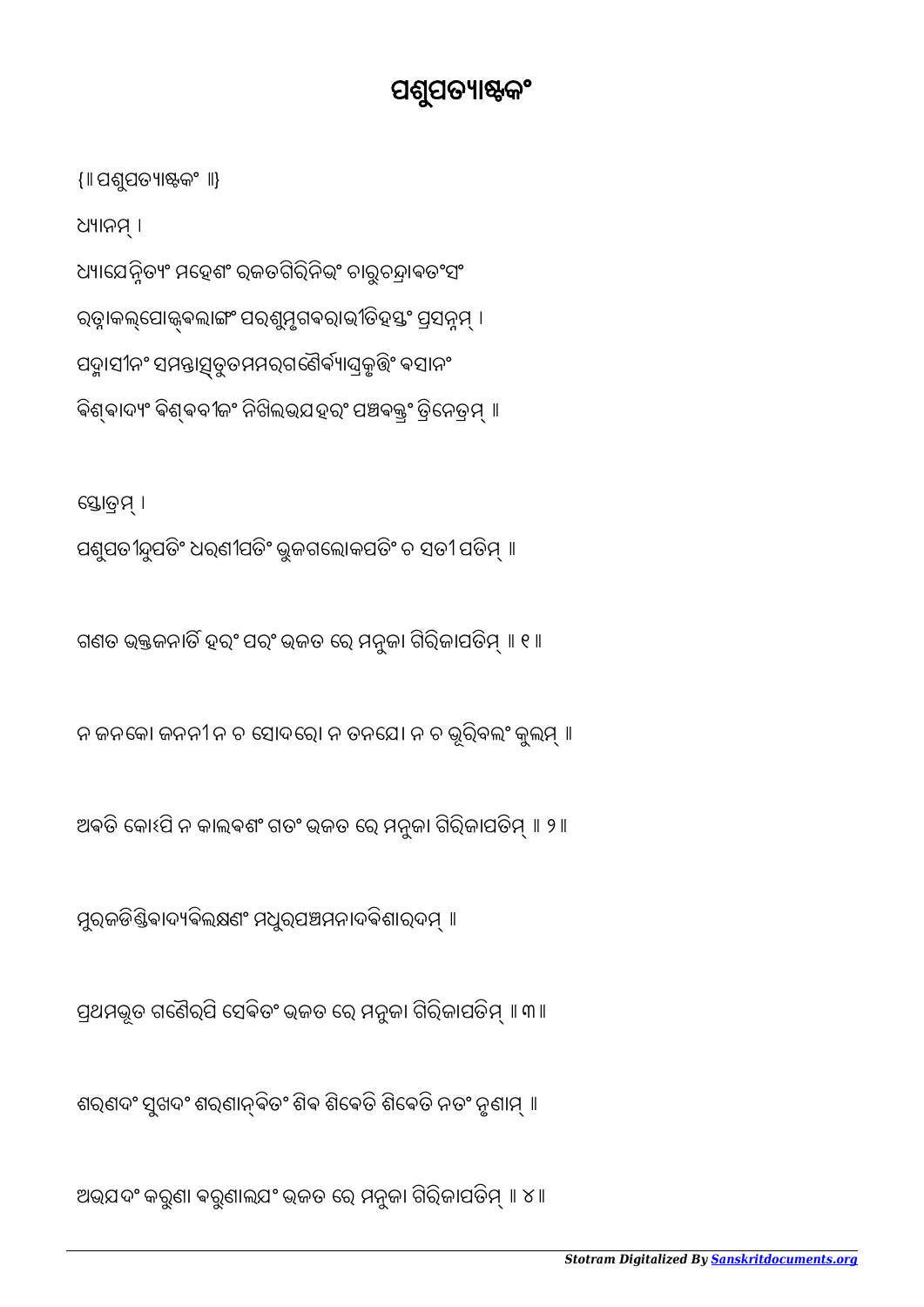# ପଶୁପତ୍ୟାଷ୍ଟକଂ

{॥ ପଶୁପତ୍ୟାଷ୍ଟକଂ ॥}

ଧ୍ୟାନମ୍ ।

ଧ୍ୟାୟେନ୍ନିତ୍ୟଂ ମହେଶଂ ରଜତଗିରିନିଭଂ ଚାରୁଚନ୍ଦ୍ରାବତଂସଂ

ରତ୍ନାକଲ୍ପୋଜ୍ଜ୍ୱଲାଙ୍ଗଂ ପରଶୁମୃଗବରାଭୀତିହସ୍ତଂ ପ୍ରସନ୍ନମ୍ ।

ପଦ୍ମାସୀନଂ ସମନ୍ତାତ୍ସ୍ତୁତମମରଗଣୈର୍ବ୍ୟାଘ୍ରକୃତ୍ତିଂ ବସାନଂ

ବିଶ୍ୱାଦ୍ୟଂ ବିଶ୍ୱବୀଜଂ ନିଖିଲଭୟହରଂ ପଞ୍ଚବକ୍ତ୍ରଂ ତ୍ରିନେତ୍ରମ୍ ॥

ସ୍ତୋତ୍ରମ୍ ।

ପଶୁପତୀନ୍ଦୁପତିଂ ଧରଣୀପତିଂ ଭୁଜଗଲୋକପତିଂ ଚ ସତୀପତିମ୍ ॥

ଗଣତ ଭକ୍ତଜନାର୍ତିହରଂ ପରଂ ଭଜତ ରେ ମନୁଜା ଗିରିଜାପତିମ୍ ॥ ୧ ॥

ନ ଜନକୋ ଜନନୀ ନ ଚ ସୋଦରୋ ନ ତନୟୋ ନ ଚ ଭୂରିବଲଂ କୁଲମ୍ ॥

ଅବତି କୋଽପି ନ କାଲବଶଂ ଗତଂ ଭଜତ ରେ ମନୁଜା ଗିରିଜାପତିମ୍ ॥ ୨ ॥

ମୁରଜଡିଣ୍ଡିବାଦ୍ୟବିଲକ୍ଷଣଂ ମଧୁରପଞ୍ଚମନାଦବିଶାରଦମ୍ ॥

ପ୍ରଥମଭୂତ ଗଣୈରପି ସେବିତଂ ଭଜତ ରେ ମନୁଜା ଗିରିଜାପତିମ୍ ॥ ୩ ॥

ଶରଣଦଂ ସୁଖଦଂ ଶରଣାନ୍ୱିତଂ ଶିବ ଶିବେତି ଶିବେତି ନତଂ ନୃଣାମ୍ ॥

ଅଭୟଦଂ କରୁଣା ବରୁଣାଲୟଂ ଭଜତ ରେ ମନୁଜା ଗିରିଜାପତିମ୍ ॥ ୪ ॥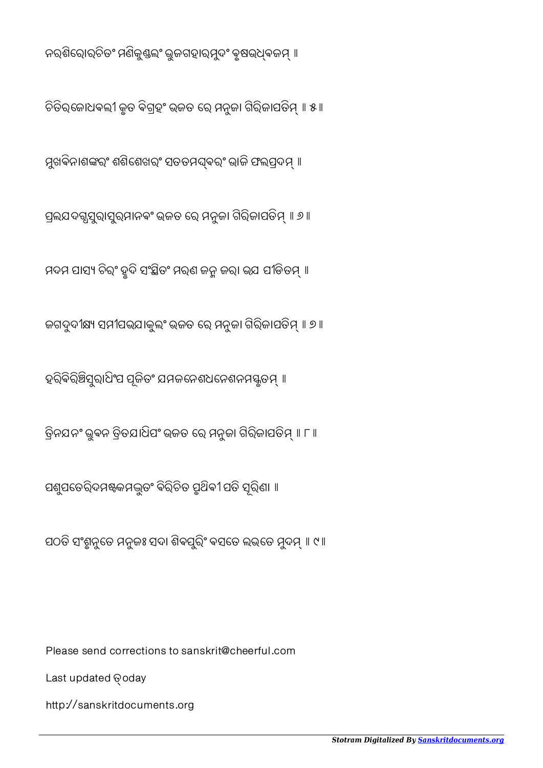ନରଶିରୋରଚିତଂ ମଣିକୁଣ୍ଡଲଂ ଭୁଜଗହାରମୁଦଂ ବୃଷଭଧ୍ଵଜମ୍ ॥

ଚିତିରଜୋଧବଲୀ କୃତ ବିଗ୍ରହଂ ଭଜତ ରେ ମନୁଜା ଗିରିଜାପତିମ୍ ॥ ୫ ॥

ମୁଖବିନାଶଙ୍କରଂ ଶଶିଶେଖରଂ ସତତମଧ୍ଵରଂ ଭାଜି ଫଲପ୍ରଦମ୍ ॥

ପ୍ରଲଯଦଗ୍ଧସୁରାସୁରମାନଵଂ ଭଜତ ରେ ମନୁଜା ଗିରିଜାପତିମ୍ ॥ ୬ ॥

ମଦମ ପାସ୍ୟ ଚିରଂ ହୃଦି ସଂସ୍ଥିତଂ ମରଣ ଜନ୍ମ ଜରା ଭଯ ପୀଡିତମ୍ ॥

ଜଗଦୁଦୀକ୍ଷ୍ୟ ସମୀପଭଯାକୁଲଂ ଭଜତ ରେ ମନୁଜା ଗିରିଜାପତିମ୍ ॥ ୭ ॥

ହରିବିରିଞ୍ଚିସୁରାଧିପ ପୂଜିତଂ ଯମଜନେଶଧନେଶନମସ୍କୃତମ୍ ॥

ତ୍ରିନଯନଂ ଭୁବନ ତ୍ରିତଯାଧିପଂ ଭଜତ ରେ ମନୁଜା ଗିରିଜାପତିମ୍ ॥ ୮ ॥

ପଶୁପତେରିଦମଷ୍ଟକମଦ୍ଭୁତଂ ଵିରିଚିତ ପୃଥିଵୀ ପତି ସୂରିଣା ॥

ପଠତି ସଂଶୃନୁତେ ମନୁଜଃ ସଦା ଶିଵପୁରିଂ ଵସତେ ଲଭତେ ମୁଦମ୍ ॥ ୯ ॥

Please send corrections to sanskrit@cheerful.com

Last updated ତ୍oday

http://sanskritdocuments.org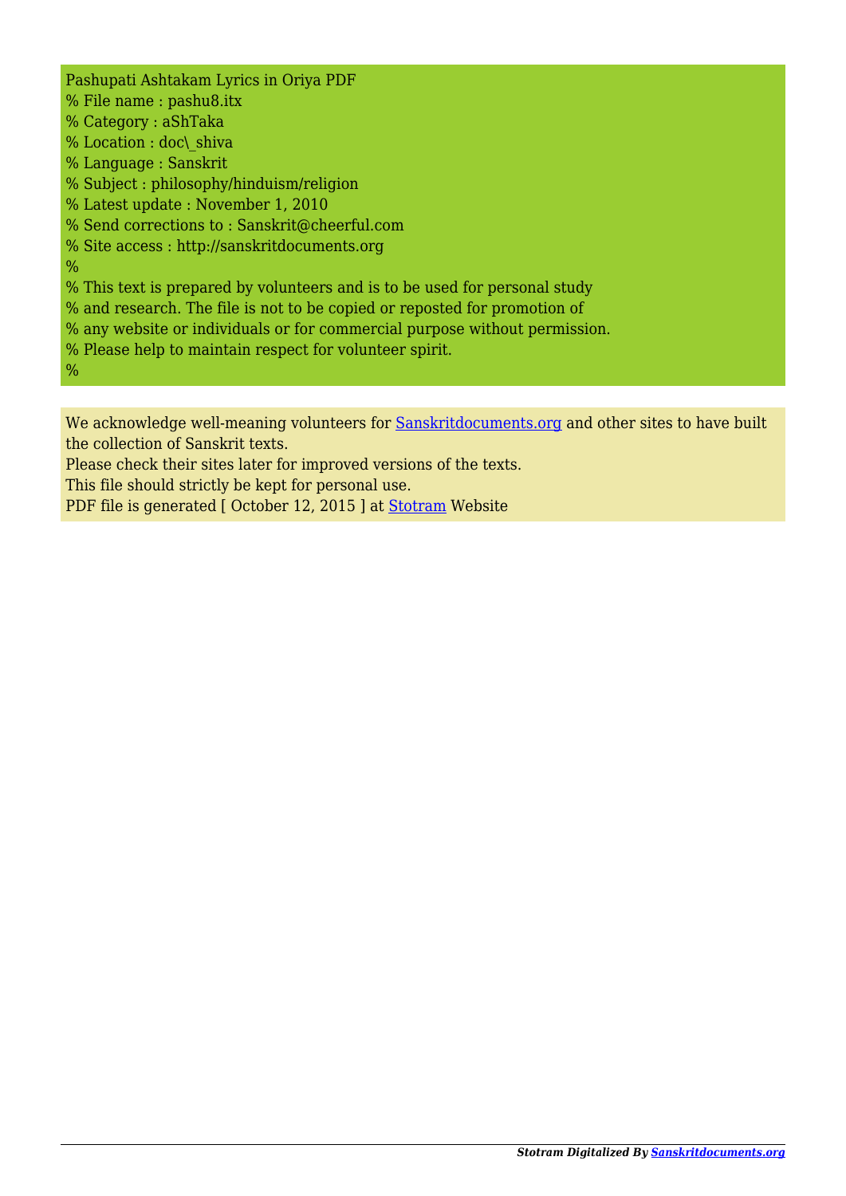Pashupati Ashtakam Lyrics in Oriya PDF
% File name : pashu8.itx
% Category : aShTaka
% Location : doc\_shiva
% Language : Sanskrit
% Subject : philosophy/hinduism/religion
% Latest update : November 1, 2010
% Send corrections to : Sanskrit@cheerful.com
% Site access : http://sanskritdocuments.org
%
% This text is prepared by volunteers and is to be used for personal study
% and research. The file is not to be copied or reposted for promotion of
% any website or individuals or for commercial purpose without permission.
% Please help to maintain respect for volunteer spirit.
%

We acknowledge well-meaning volunteers for Sanskritdocuments.org and other sites to have built the collection of Sanskrit texts.
Please check their sites later for improved versions of the texts.
This file should strictly be kept for personal use.
PDF file is generated [ October 12, 2015 ] at Stotram Website